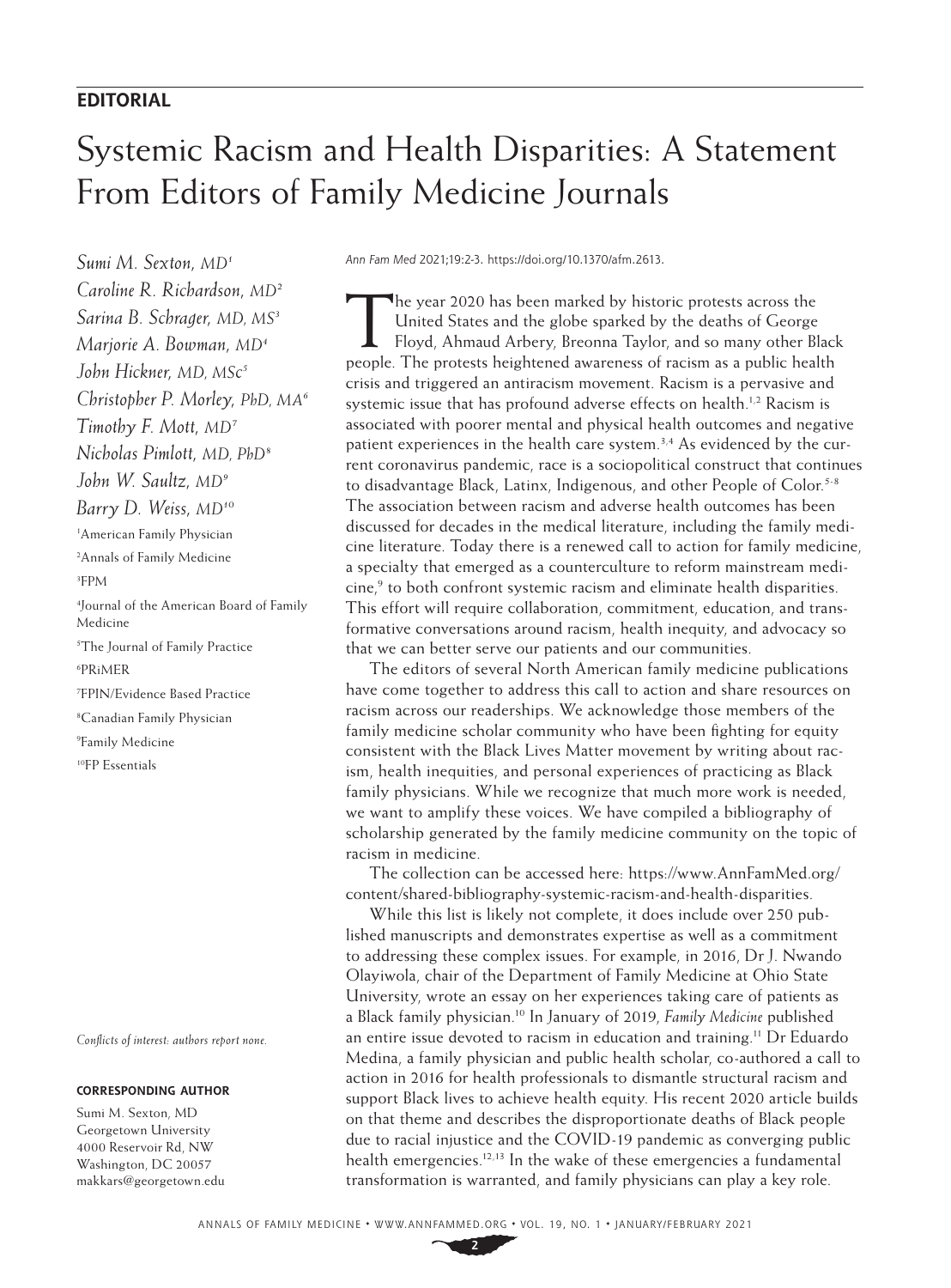**EDITORIAL**

# Systemic Racism and Health Disparities: A Statement From Editors of Family Medicine Journals

*Sumi M. Sexton, MD*[1]
*Caroline R. Richardson, MD*[2]
*Sarina B. Schrager, MD, MS*[3]
*Marjorie A. Bowman, MD*[4]
*John Hickner, MD, MSc*[5]
*Christopher P. Morley, PhD, MA*[6]
*Timothy F. Mott, MD*[7]
*Nicholas Pimlott, MD, PhD*[8]
*John W. Saultz, MD*[9]
*Barry D. Weiss, MD*[10]

[1]American Family Physician
[2]Annals of Family Medicine
[3]FPM
[4]Journal of the American Board of Family Medicine
[5]The Journal of Family Practice
[6]PRiMER
[7]FPIN/Evidence Based Practice
[8]Canadian Family Physician
[9]Family Medicine
[10]FP Essentials

*Conflicts of interest: authors report none.*

**CORRESPONDING AUTHOR**

Sumi M. Sexton, MD
Georgetown University
4000 Reservoir Rd, NW
Washington, DC 20057
makkars@georgetown.edu

*Ann Fam Med* 2021;19:2-3. https://doi.org/10.1370/afm.2613.

The year 2020 has been marked by historic protests across the United States and the globe sparked by the deaths of George Floyd, Ahmaud Arbery, Breonna Taylor, and so many other Black people. The protests heightened awareness of racism as a public health crisis and triggered an antiracism movement. Racism is a pervasive and systemic issue that has profound adverse effects on health.[1,2] Racism is associated with poorer mental and physical health outcomes and negative patient experiences in the health care system.[3,4] As evidenced by the current coronavirus pandemic, race is a sociopolitical construct that continues to disadvantage Black, Latinx, Indigenous, and other People of Color.[5-8] The association between racism and adverse health outcomes has been discussed for decades in the medical literature, including the family medicine literature. Today there is a renewed call to action for family medicine, a specialty that emerged as a counterculture to reform mainstream medicine,[9] to both confront systemic racism and eliminate health disparities. This effort will require collaboration, commitment, education, and transformative conversations around racism, health inequity, and advocacy so that we can better serve our patients and our communities.

The editors of several North American family medicine publications have come together to address this call to action and share resources on racism across our readerships. We acknowledge those members of the family medicine scholar community who have been fighting for equity consistent with the Black Lives Matter movement by writing about racism, health inequities, and personal experiences of practicing as Black family physicians. While we recognize that much more work is needed, we want to amplify these voices. We have compiled a bibliography of scholarship generated by the family medicine community on the topic of racism in medicine.

The collection can be accessed here: https://www.AnnFamMed.org/content/shared-bibliography-systemic-racism-and-health-disparities.

While this list is likely not complete, it does include over 250 published manuscripts and demonstrates expertise as well as a commitment to addressing these complex issues. For example, in 2016, Dr J. Nwando Olayiwola, chair of the Department of Family Medicine at Ohio State University, wrote an essay on her experiences taking care of patients as a Black family physician.[10] In January of 2019, *Family Medicine* published an entire issue devoted to racism in education and training.[11] Dr Eduardo Medina, a family physician and public health scholar, co-authored a call to action in 2016 for health professionals to dismantle structural racism and support Black lives to achieve health equity. His recent 2020 article builds on that theme and describes the disproportionate deaths of Black people due to racial injustice and the COVID-19 pandemic as converging public health emergencies.[12,13] In the wake of these emergencies a fundamental transformation is warranted, and family physicians can play a key role.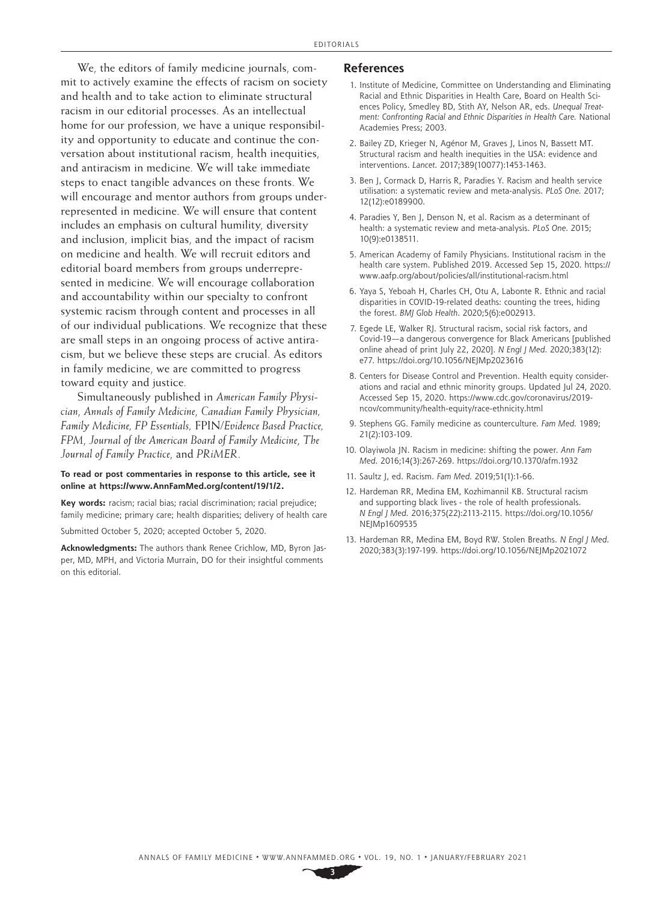We, the editors of family medicine journals, commit to actively examine the effects of racism on society and health and to take action to eliminate structural racism in our editorial processes. As an intellectual home for our profession, we have a unique responsibility and opportunity to educate and continue the conversation about institutional racism, health inequities, and antiracism in medicine. We will take immediate steps to enact tangible advances on these fronts. We will encourage and mentor authors from groups underrepresented in medicine. We will ensure that content includes an emphasis on cultural humility, diversity and inclusion, implicit bias, and the impact of racism on medicine and health. We will recruit editors and editorial board members from groups underrepresented in medicine. We will encourage collaboration and accountability within our specialty to confront systemic racism through content and processes in all of our individual publications. We recognize that these are small steps in an ongoing process of active antiracism, but we believe these steps are crucial. As editors in family medicine, we are committed to progress toward equity and justice.

Simultaneously published in *American Family Physician, Annals of Family Medicine, Canadian Family Physician, Family Medicine, FP Essentials,* FPIN/*Evidence Based Practice, FPM, Journal of the American Board of Family Medicine, The Journal of Family Practice,* and *PRiMER*.

**To read or post commentaries in response to this article, see it online at https://www.AnnFamMed.org/content/19/1/2.**

**Key words:** racism; racial bias; racial discrimination; racial prejudice; family medicine; primary care; health disparities; delivery of health care

Submitted October 5, 2020; accepted October 5, 2020.

**Acknowledgments:** The authors thank Renee Crichlow, MD, Byron Jasper, MD, MPH, and Victoria Murrain, DO for their insightful comments on this editorial.

## References

1. Institute of Medicine, Committee on Understanding and Eliminating Racial and Ethnic Disparities in Health Care, Board on Health Sciences Policy, Smedley BD, Stith AY, Nelson AR, eds. *Unequal Treatment: Confronting Racial and Ethnic Disparities in Health Care.* National Academies Press; 2003.
2. Bailey ZD, Krieger N, Agénor M, Graves J, Linos N, Bassett MT. Structural racism and health inequities in the USA: evidence and interventions. *Lancet*. 2017;389(10077):1453-1463.
3. Ben J, Cormack D, Harris R, Paradies Y. Racism and health service utilisation: a systematic review and meta-analysis. *PLoS One.* 2017; 12(12):e0189900.
4. Paradies Y, Ben J, Denson N, et al. Racism as a determinant of health: a systematic review and meta-analysis. *PLoS One*. 2015; 10(9):e0138511.
5. American Academy of Family Physicians. Institutional racism in the health care system. Published 2019. Accessed Sep 15, 2020. https://www.aafp.org/about/policies/all/institutional-racism.html
6. Yaya S, Yeboah H, Charles CH, Otu A, Labonte R. Ethnic and racial disparities in COVID-19-related deaths: counting the trees, hiding the forest. *BMJ Glob Health*. 2020;5(6):e002913.
7. Egede LE, Walker RJ. Structural racism, social risk factors, and Covid-19—a dangerous convergence for Black Americans [published online ahead of print July 22, 2020]. *N Engl J Med.* 2020;383(12): e77. https://doi.org/10.1056/NEJMp2023616
8. Centers for Disease Control and Prevention. Health equity considerations and racial and ethnic minority groups. Updated Jul 24, 2020. Accessed Sep 15, 2020. https://www.cdc.gov/coronavirus/2019-ncov/community/health-equity/race-ethnicity.html
9. Stephens GG. Family medicine as counterculture. *Fam Med.* 1989; 21(2):103-109.
10. Olayiwola JN. Racism in medicine: shifting the power. *Ann Fam Med.* 2016;14(3):267-269. https://doi.org/10.1370/afm.1932
11. Saultz J, ed. Racism. *Fam Med.* 2019;51(1):1-66.
12. Hardeman RR, Medina EM, Kozhimannil KB. Structural racism and supporting black lives - the role of health professionals. *N Engl J Med.* 2016;375(22):2113-2115. https://doi.org/10.1056/NEJMp1609535
13. Hardeman RR, Medina EM, Boyd RW. Stolen Breaths. *N Engl J Med*. 2020;383(3):197-199. https://doi.org/10.1056/NEJMp2021072